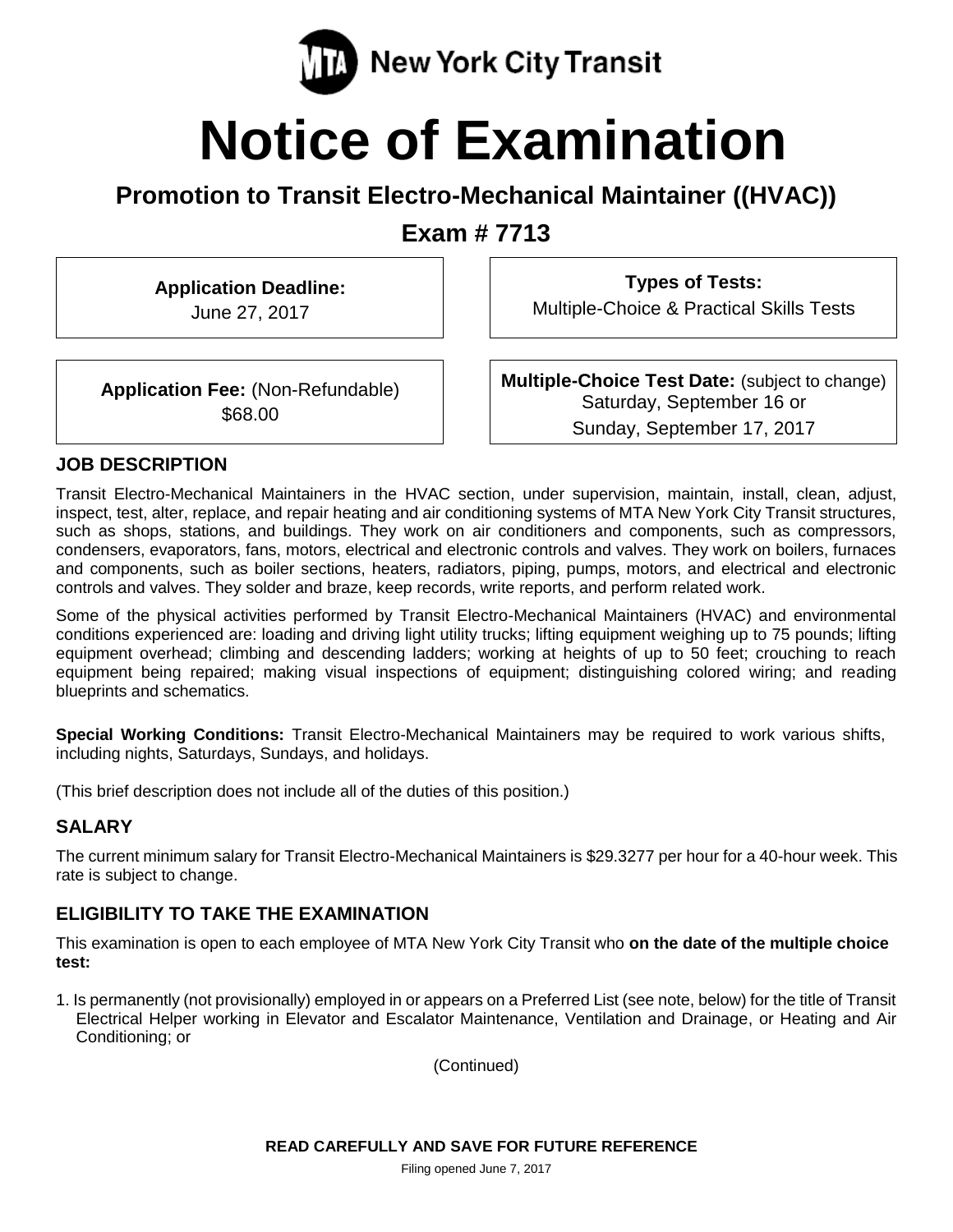MTA New York City Transit

# Notice of Examination

## Promotion to Transit Electro-Mechanical Maintainer ((HVAC))

## Exam # 7713

**Application Deadline:**
June 27, 2017

**Types of Tests:**
Multiple-Choice & Practical Skills Tests

**Application Fee:** (Non-Refundable)
$68.00

**Multiple-Choice Test Date:** (subject to change)
Saturday, September 16 or
Sunday, September 17, 2017

### JOB DESCRIPTION

Transit Electro-Mechanical Maintainers in the HVAC section, under supervision, maintain, install, clean, adjust, inspect, test, alter, replace, and repair heating and air conditioning systems of MTA New York City Transit structures, such as shops, stations, and buildings. They work on air conditioners and components, such as compressors, condensers, evaporators, fans, motors, electrical and electronic controls and valves. They work on boilers, furnaces and components, such as boiler sections, heaters, radiators, piping, pumps, motors, and electrical and electronic controls and valves. They solder and braze, keep records, write reports, and perform related work.

Some of the physical activities performed by Transit Electro-Mechanical Maintainers (HVAC) and environmental conditions experienced are: loading and driving light utility trucks; lifting equipment weighing up to 75 pounds; lifting equipment overhead; climbing and descending ladders; working at heights of up to 50 feet; crouching to reach equipment being repaired; making visual inspections of equipment; distinguishing colored wiring; and reading blueprints and schematics.

**Special Working Conditions:** Transit Electro-Mechanical Maintainers may be required to work various shifts, including nights, Saturdays, Sundays, and holidays.

(This brief description does not include all of the duties of this position.)

### SALARY

The current minimum salary for Transit Electro-Mechanical Maintainers is $29.3277 per hour for a 40-hour week. This rate is subject to change.

### ELIGIBILITY TO TAKE THE EXAMINATION

This examination is open to each employee of MTA New York City Transit who **on the date of the multiple choice test:**

1. Is permanently (not provisionally) employed in or appears on a Preferred List (see note, below) for the title of Transit Electrical Helper working in Elevator and Escalator Maintenance, Ventilation and Drainage, or Heating and Air Conditioning; or

(Continued)

**READ CAREFULLY AND SAVE FOR FUTURE REFERENCE**

Filing opened June 7, 2017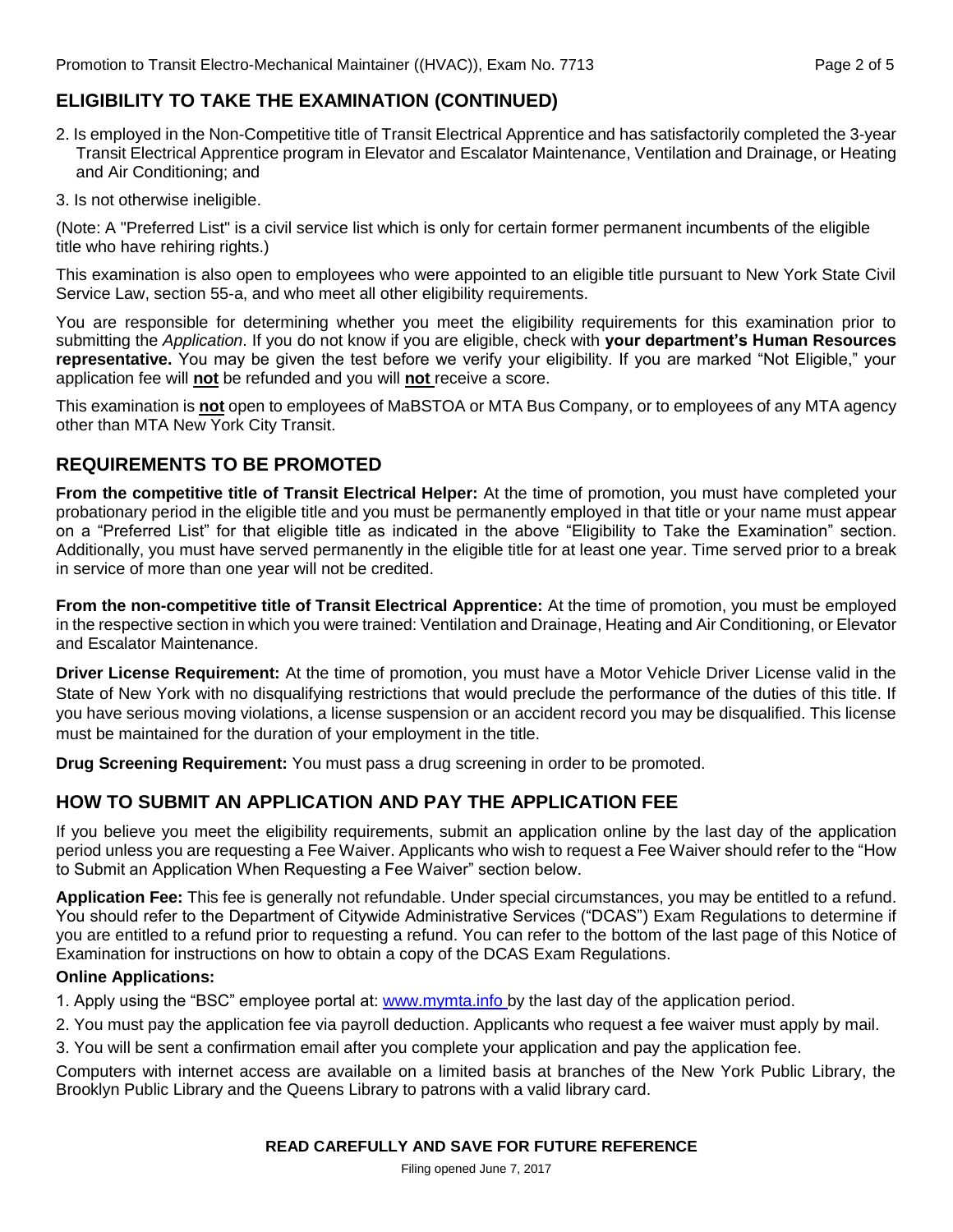## ELIGIBILITY TO TAKE THE EXAMINATION (CONTINUED)

2. Is employed in the Non-Competitive title of Transit Electrical Apprentice and has satisfactorily completed the 3-year Transit Electrical Apprentice program in Elevator and Escalator Maintenance, Ventilation and Drainage, or Heating and Air Conditioning; and
3. Is not otherwise ineligible.

(Note: A "Preferred List" is a civil service list which is only for certain former permanent incumbents of the eligible title who have rehiring rights.)

This examination is also open to employees who were appointed to an eligible title pursuant to New York State Civil Service Law, section 55-a, and who meet all other eligibility requirements.

You are responsible for determining whether you meet the eligibility requirements for this examination prior to submitting the *Application*. If you do not know if you are eligible, check with **your department's Human Resources representative.** You may be given the test before we verify your eligibility. If you are marked "Not Eligible," your application fee will **not** be refunded and you will **not** receive a score.

This examination is **not** open to employees of MaBSTOA or MTA Bus Company, or to employees of any MTA agency other than MTA New York City Transit.

## REQUIREMENTS TO BE PROMOTED

**From the competitive title of Transit Electrical Helper:** At the time of promotion, you must have completed your probationary period in the eligible title and you must be permanently employed in that title or your name must appear on a "Preferred List" for that eligible title as indicated in the above "Eligibility to Take the Examination" section. Additionally, you must have served permanently in the eligible title for at least one year. Time served prior to a break in service of more than one year will not be credited.

**From the non-competitive title of Transit Electrical Apprentice:** At the time of promotion, you must be employed in the respective section in which you were trained: Ventilation and Drainage, Heating and Air Conditioning, or Elevator and Escalator Maintenance.

**Driver License Requirement:** At the time of promotion, you must have a Motor Vehicle Driver License valid in the State of New York with no disqualifying restrictions that would preclude the performance of the duties of this title. If you have serious moving violations, a license suspension or an accident record you may be disqualified. This license must be maintained for the duration of your employment in the title.

**Drug Screening Requirement:** You must pass a drug screening in order to be promoted.

## HOW TO SUBMIT AN APPLICATION AND PAY THE APPLICATION FEE

If you believe you meet the eligibility requirements, submit an application online by the last day of the application period unless you are requesting a Fee Waiver. Applicants who wish to request a Fee Waiver should refer to the "How to Submit an Application When Requesting a Fee Waiver" section below.

**Application Fee:** This fee is generally not refundable. Under special circumstances, you may be entitled to a refund. You should refer to the Department of Citywide Administrative Services ("DCAS") Exam Regulations to determine if you are entitled to a refund prior to requesting a refund. You can refer to the bottom of the last page of this Notice of Examination for instructions on how to obtain a copy of the DCAS Exam Regulations.

**Online Applications:**

1. Apply using the "BSC" employee portal at: www.mymta.info by the last day of the application period.
2. You must pay the application fee via payroll deduction. Applicants who request a fee waiver must apply by mail.
3. You will be sent a confirmation email after you complete your application and pay the application fee.

Computers with internet access are available on a limited basis at branches of the New York Public Library, the Brooklyn Public Library and the Queens Library to patrons with a valid library card.

**READ CAREFULLY AND SAVE FOR FUTURE REFERENCE**

Filing opened June 7, 2017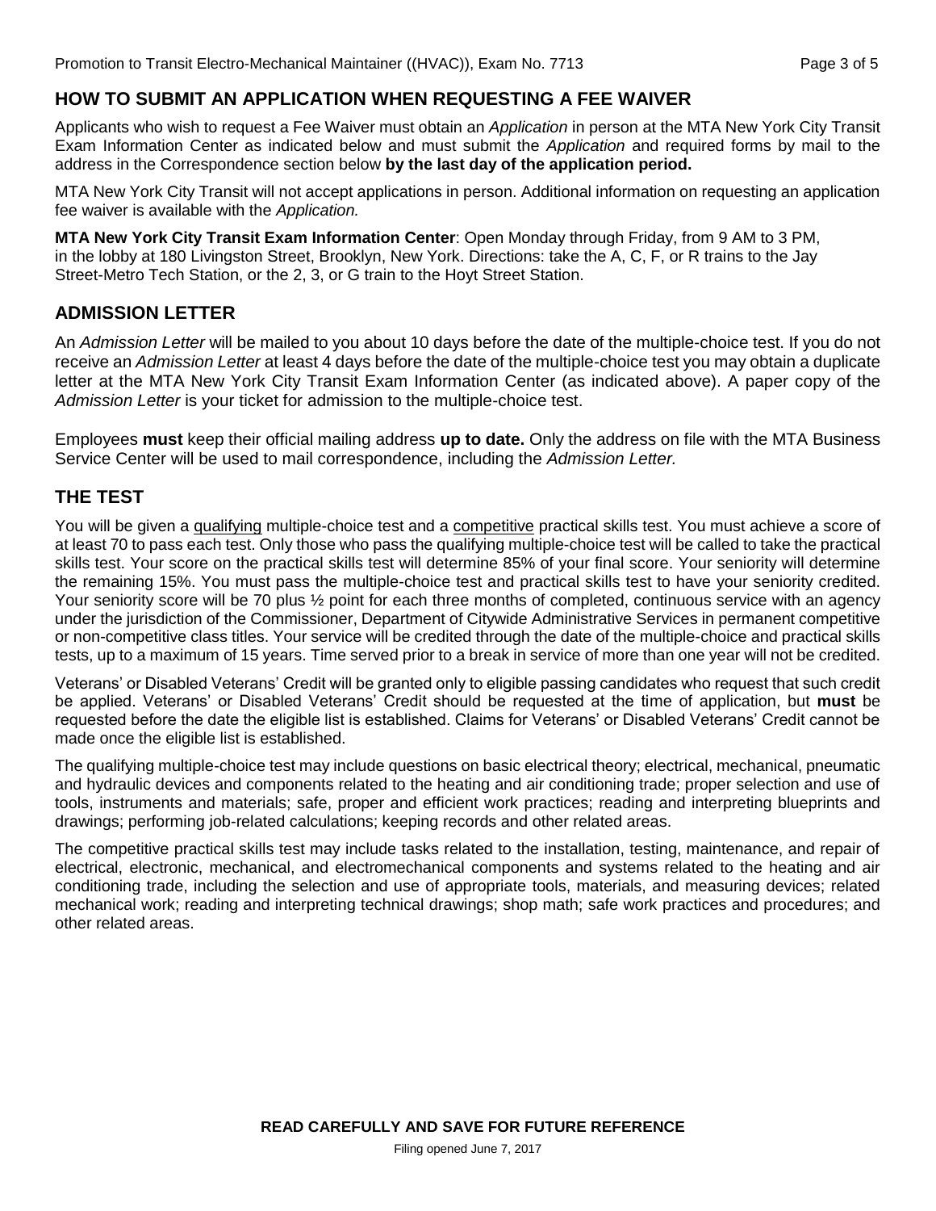## HOW TO SUBMIT AN APPLICATION WHEN REQUESTING A FEE WAIVER

Applicants who wish to request a Fee Waiver must obtain an *Application* in person at the MTA New York City Transit Exam Information Center as indicated below and must submit the *Application* and required forms by mail to the address in the Correspondence section below **by the last day of the application period.**

MTA New York City Transit will not accept applications in person. Additional information on requesting an application fee waiver is available with the *Application.*

**MTA New York City Transit Exam Information Center**: Open Monday through Friday, from 9 AM to 3 PM, in the lobby at 180 Livingston Street, Brooklyn, New York. Directions: take the A, C, F, or R trains to the Jay Street-Metro Tech Station, or the 2, 3, or G train to the Hoyt Street Station.

## ADMISSION LETTER

An *Admission Letter* will be mailed to you about 10 days before the date of the multiple-choice test. If you do not receive an *Admission Letter* at least 4 days before the date of the multiple-choice test you may obtain a duplicate letter at the MTA New York City Transit Exam Information Center (as indicated above). A paper copy of the *Admission Letter* is your ticket for admission to the multiple-choice test.

Employees **must** keep their official mailing address **up to date.** Only the address on file with the MTA Business Service Center will be used to mail correspondence, including the *Admission Letter.*

## THE TEST

You will be given a qualifying multiple-choice test and a competitive practical skills test. You must achieve a score of at least 70 to pass each test. Only those who pass the qualifying multiple-choice test will be called to take the practical skills test. Your score on the practical skills test will determine 85% of your final score. Your seniority will determine the remaining 15%. You must pass the multiple-choice test and practical skills test to have your seniority credited. Your seniority score will be 70 plus ½ point for each three months of completed, continuous service with an agency under the jurisdiction of the Commissioner, Department of Citywide Administrative Services in permanent competitive or non-competitive class titles. Your service will be credited through the date of the multiple-choice and practical skills tests, up to a maximum of 15 years. Time served prior to a break in service of more than one year will not be credited.

Veterans' or Disabled Veterans' Credit will be granted only to eligible passing candidates who request that such credit be applied. Veterans' or Disabled Veterans' Credit should be requested at the time of application, but **must** be requested before the date the eligible list is established. Claims for Veterans' or Disabled Veterans' Credit cannot be made once the eligible list is established.

The qualifying multiple-choice test may include questions on basic electrical theory; electrical, mechanical, pneumatic and hydraulic devices and components related to the heating and air conditioning trade; proper selection and use of tools, instruments and materials; safe, proper and efficient work practices; reading and interpreting blueprints and drawings; performing job-related calculations; keeping records and other related areas.

The competitive practical skills test may include tasks related to the installation, testing, maintenance, and repair of electrical, electronic, mechanical, and electromechanical components and systems related to the heating and air conditioning trade, including the selection and use of appropriate tools, materials, and measuring devices; related mechanical work; reading and interpreting technical drawings; shop math; safe work practices and procedures; and other related areas.

**READ CAREFULLY AND SAVE FOR FUTURE REFERENCE**

Filing opened June 7, 2017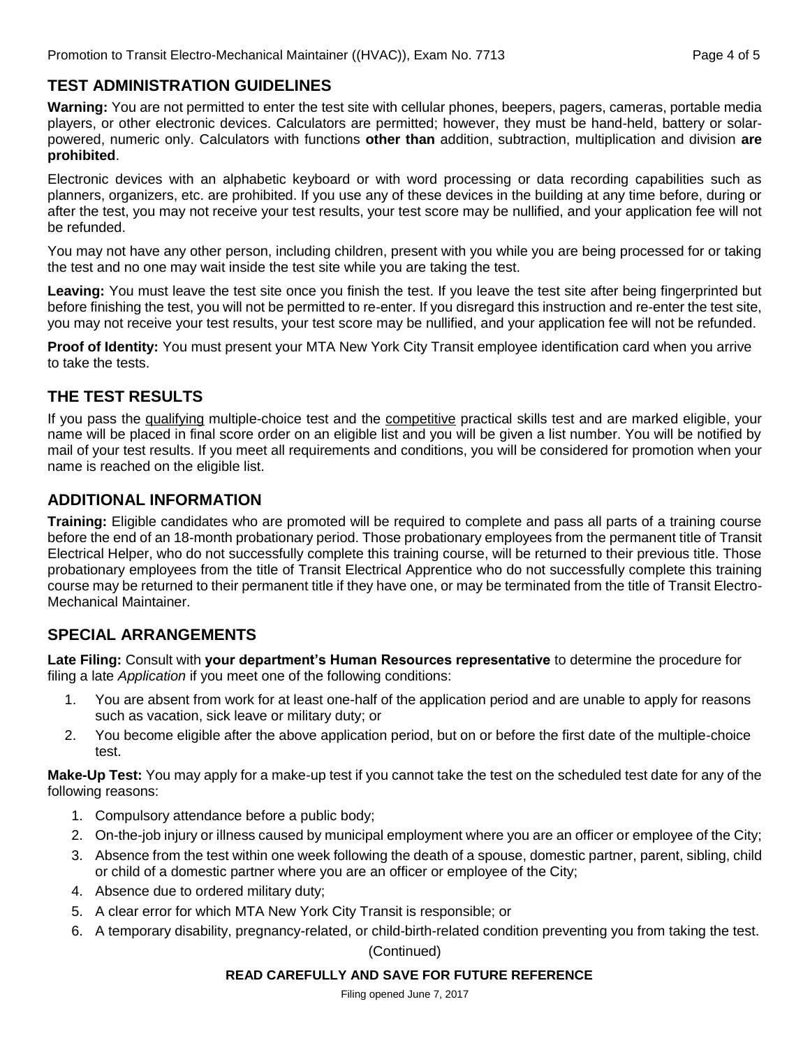## TEST ADMINISTRATION GUIDELINES

**Warning:** You are not permitted to enter the test site with cellular phones, beepers, pagers, cameras, portable media players, or other electronic devices. Calculators are permitted; however, they must be hand-held, battery or solar-powered, numeric only. Calculators with functions **other than** addition, subtraction, multiplication and division **are prohibited**.

Electronic devices with an alphabetic keyboard or with word processing or data recording capabilities such as planners, organizers, etc. are prohibited. If you use any of these devices in the building at any time before, during or after the test, you may not receive your test results, your test score may be nullified, and your application fee will not be refunded.

You may not have any other person, including children, present with you while you are being processed for or taking the test and no one may wait inside the test site while you are taking the test.

**Leaving:** You must leave the test site once you finish the test. If you leave the test site after being fingerprinted but before finishing the test, you will not be permitted to re-enter. If you disregard this instruction and re-enter the test site, you may not receive your test results, your test score may be nullified, and your application fee will not be refunded.

**Proof of Identity:** You must present your MTA New York City Transit employee identification card when you arrive to take the tests.

## THE TEST RESULTS

If you pass the qualifying multiple-choice test and the competitive practical skills test and are marked eligible, your name will be placed in final score order on an eligible list and you will be given a list number. You will be notified by mail of your test results. If you meet all requirements and conditions, you will be considered for promotion when your name is reached on the eligible list.

## ADDITIONAL INFORMATION

**Training:** Eligible candidates who are promoted will be required to complete and pass all parts of a training course before the end of an 18-month probationary period. Those probationary employees from the permanent title of Transit Electrical Helper, who do not successfully complete this training course, will be returned to their previous title. Those probationary employees from the title of Transit Electrical Apprentice who do not successfully complete this training course may be returned to their permanent title if they have one, or may be terminated from the title of Transit Electro-Mechanical Maintainer.

## SPECIAL ARRANGEMENTS

**Late Filing:** Consult with **your department's Human Resources representative** to determine the procedure for filing a late *Application* if you meet one of the following conditions:

1. You are absent from work for at least one-half of the application period and are unable to apply for reasons such as vacation, sick leave or military duty; or
2. You become eligible after the above application period, but on or before the first date of the multiple-choice test.

**Make-Up Test:** You may apply for a make-up test if you cannot take the test on the scheduled test date for any of the following reasons:

1. Compulsory attendance before a public body;
2. On-the-job injury or illness caused by municipal employment where you are an officer or employee of the City;
3. Absence from the test within one week following the death of a spouse, domestic partner, parent, sibling, child or child of a domestic partner where you are an officer or employee of the City;
4. Absence due to ordered military duty;
5. A clear error for which MTA New York City Transit is responsible; or
6. A temporary disability, pregnancy-related, or child-birth-related condition preventing you from taking the test.

(Continued)

**READ CAREFULLY AND SAVE FOR FUTURE REFERENCE**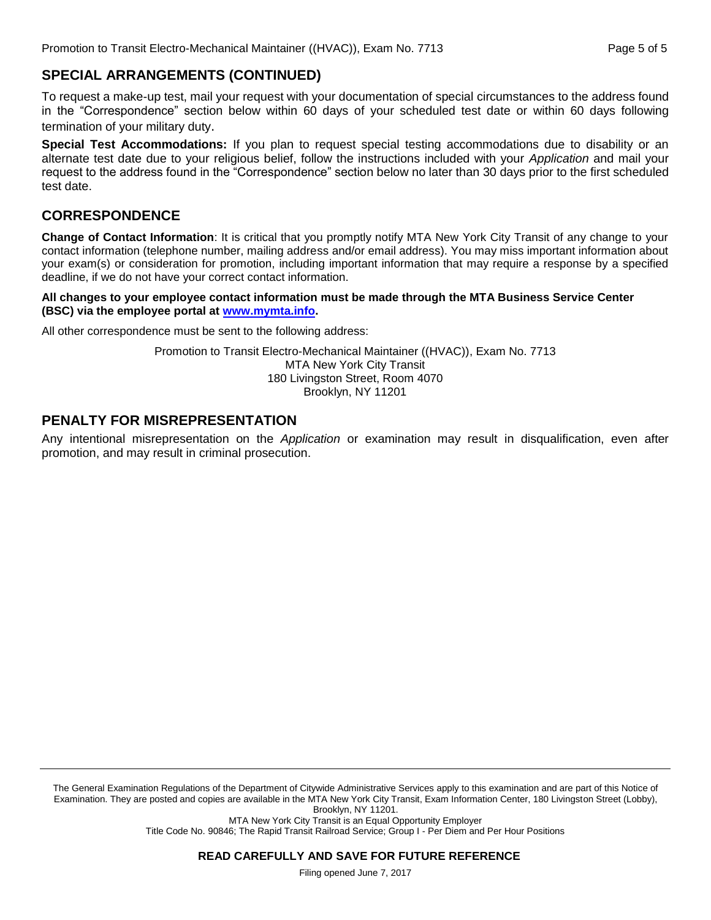## SPECIAL ARRANGEMENTS (CONTINUED)

To request a make-up test, mail your request with your documentation of special circumstances to the address found in the "Correspondence" section below within 60 days of your scheduled test date or within 60 days following termination of your military duty.

**Special Test Accommodations:** If you plan to request special testing accommodations due to disability or an alternate test date due to your religious belief, follow the instructions included with your *Application* and mail your request to the address found in the "Correspondence" section below no later than 30 days prior to the first scheduled test date.

## CORRESPONDENCE

**Change of Contact Information**: It is critical that you promptly notify MTA New York City Transit of any change to your contact information (telephone number, mailing address and/or email address). You may miss important information about your exam(s) or consideration for promotion, including important information that may require a response by a specified deadline, if we do not have your correct contact information.

**All changes to your employee contact information must be made through the MTA Business Service Center (BSC) via the employee portal at www.mymta.info.**

All other correspondence must be sent to the following address:

Promotion to Transit Electro-Mechanical Maintainer ((HVAC)), Exam No. 7713
MTA New York City Transit
180 Livingston Street, Room 4070
Brooklyn, NY 11201

## PENALTY FOR MISREPRESENTATION

Any intentional misrepresentation on the *Application* or examination may result in disqualification, even after promotion, and may result in criminal prosecution.

---

The General Examination Regulations of the Department of Citywide Administrative Services apply to this examination and are part of this Notice of Examination. They are posted and copies are available in the MTA New York City Transit, Exam Information Center, 180 Livingston Street (Lobby), Brooklyn, NY 11201.
MTA New York City Transit is an Equal Opportunity Employer
Title Code No. 90846; The Rapid Transit Railroad Service; Group I - Per Diem and Per Hour Positions

**READ CAREFULLY AND SAVE FOR FUTURE REFERENCE**

Filing opened June 7, 2017